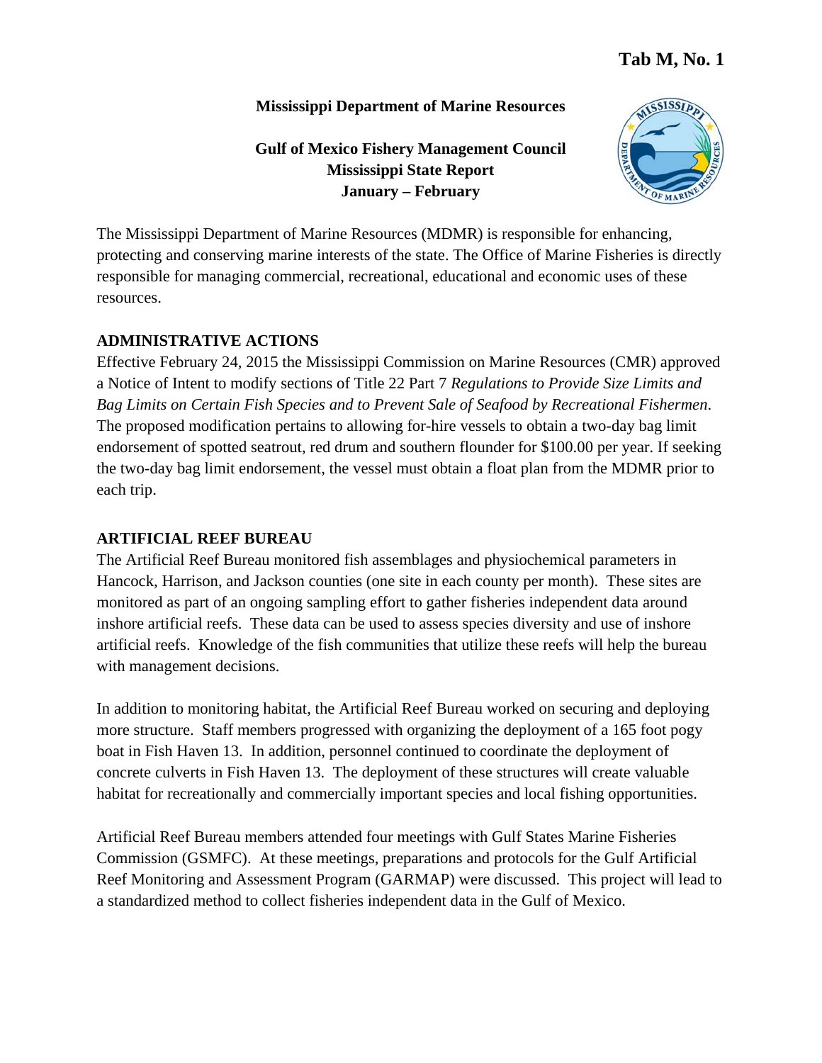**Tab M, No. 1**

**Mississippi Department of Marine Resources**

**Gulf of Mexico Fishery Management Council**
**Mississippi State Report**
**January – February**

The Mississippi Department of Marine Resources (MDMR) is responsible for enhancing, protecting and conserving marine interests of the state. The Office of Marine Fisheries is directly responsible for managing commercial, recreational, educational and economic uses of these resources.

## ADMINISTRATIVE ACTIONS

Effective February 24, 2015 the Mississippi Commission on Marine Resources (CMR) approved a Notice of Intent to modify sections of Title 22 Part 7 *Regulations to Provide Size Limits and Bag Limits on Certain Fish Species and to Prevent Sale of Seafood by Recreational Fishermen*. The proposed modification pertains to allowing for-hire vessels to obtain a two-day bag limit endorsement of spotted seatrout, red drum and southern flounder for $100.00 per year. If seeking the two-day bag limit endorsement, the vessel must obtain a float plan from the MDMR prior to each trip.

## ARTIFICIAL REEF BUREAU

The Artificial Reef Bureau monitored fish assemblages and physiochemical parameters in Hancock, Harrison, and Jackson counties (one site in each county per month). These sites are monitored as part of an ongoing sampling effort to gather fisheries independent data around inshore artificial reefs. These data can be used to assess species diversity and use of inshore artificial reefs. Knowledge of the fish communities that utilize these reefs will help the bureau with management decisions.

In addition to monitoring habitat, the Artificial Reef Bureau worked on securing and deploying more structure. Staff members progressed with organizing the deployment of a 165 foot pogy boat in Fish Haven 13. In addition, personnel continued to coordinate the deployment of concrete culverts in Fish Haven 13. The deployment of these structures will create valuable habitat for recreationally and commercially important species and local fishing opportunities.

Artificial Reef Bureau members attended four meetings with Gulf States Marine Fisheries Commission (GSMFC). At these meetings, preparations and protocols for the Gulf Artificial Reef Monitoring and Assessment Program (GARMAP) were discussed. This project will lead to a standardized method to collect fisheries independent data in the Gulf of Mexico.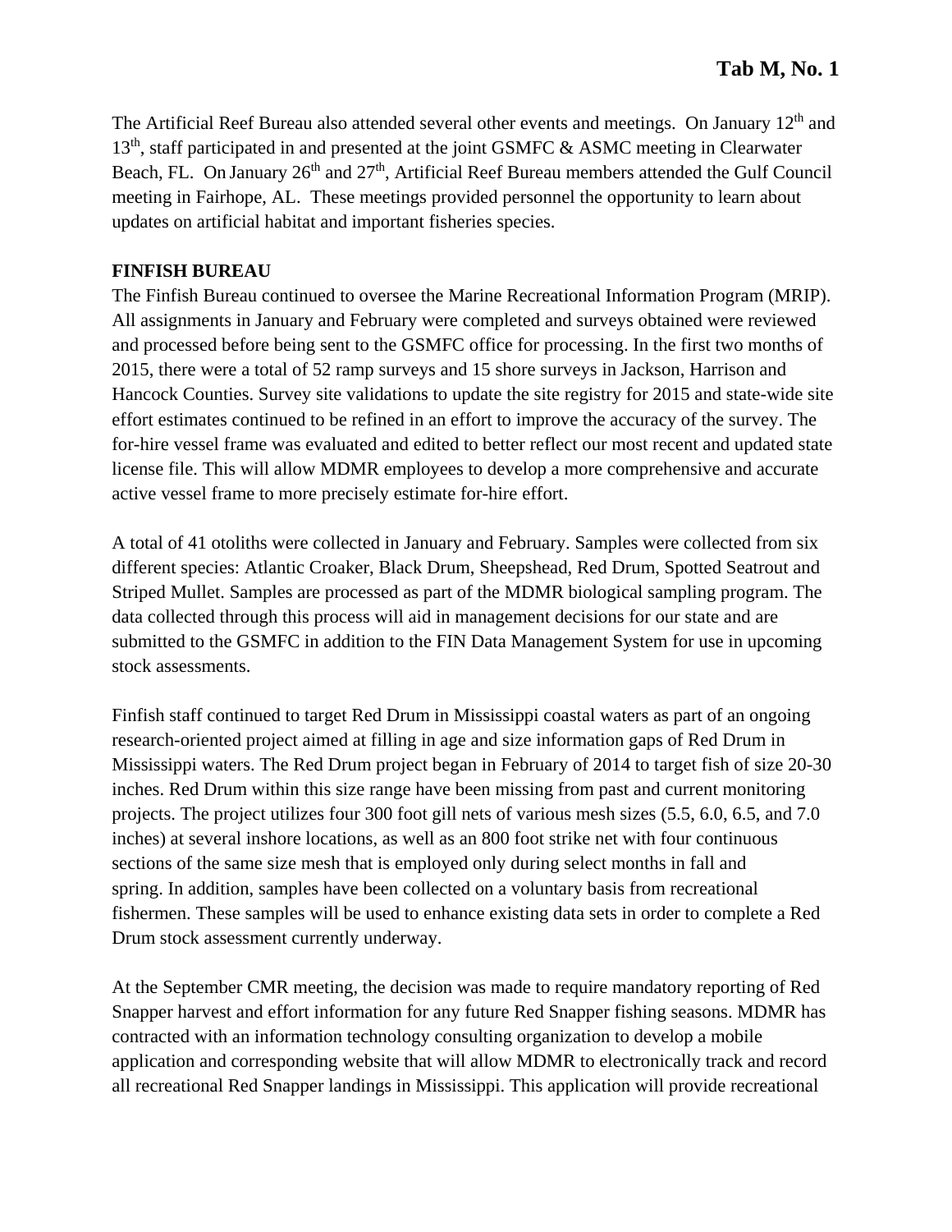The Artificial Reef Bureau also attended several other events and meetings. On January 12th and 13th, staff participated in and presented at the joint GSMFC & ASMC meeting in Clearwater Beach, FL. On January 26th and 27th, Artificial Reef Bureau members attended the Gulf Council meeting in Fairhope, AL. These meetings provided personnel the opportunity to learn about updates on artificial habitat and important fisheries species.

**FINFISH BUREAU**

The Finfish Bureau continued to oversee the Marine Recreational Information Program (MRIP). All assignments in January and February were completed and surveys obtained were reviewed and processed before being sent to the GSMFC office for processing. In the first two months of 2015, there were a total of 52 ramp surveys and 15 shore surveys in Jackson, Harrison and Hancock Counties. Survey site validations to update the site registry for 2015 and state-wide site effort estimates continued to be refined in an effort to improve the accuracy of the survey. The for-hire vessel frame was evaluated and edited to better reflect our most recent and updated state license file. This will allow MDMR employees to develop a more comprehensive and accurate active vessel frame to more precisely estimate for-hire effort.

A total of 41 otoliths were collected in January and February. Samples were collected from six different species: Atlantic Croaker, Black Drum, Sheepshead, Red Drum, Spotted Seatrout and Striped Mullet. Samples are processed as part of the MDMR biological sampling program. The data collected through this process will aid in management decisions for our state and are submitted to the GSMFC in addition to the FIN Data Management System for use in upcoming stock assessments.

Finfish staff continued to target Red Drum in Mississippi coastal waters as part of an ongoing research-oriented project aimed at filling in age and size information gaps of Red Drum in Mississippi waters. The Red Drum project began in February of 2014 to target fish of size 20-30 inches. Red Drum within this size range have been missing from past and current monitoring projects. The project utilizes four 300 foot gill nets of various mesh sizes (5.5, 6.0, 6.5, and 7.0 inches) at several inshore locations, as well as an 800 foot strike net with four continuous sections of the same size mesh that is employed only during select months in fall and spring. In addition, samples have been collected on a voluntary basis from recreational fishermen. These samples will be used to enhance existing data sets in order to complete a Red Drum stock assessment currently underway.

At the September CMR meeting, the decision was made to require mandatory reporting of Red Snapper harvest and effort information for any future Red Snapper fishing seasons. MDMR has contracted with an information technology consulting organization to develop a mobile application and corresponding website that will allow MDMR to electronically track and record all recreational Red Snapper landings in Mississippi. This application will provide recreational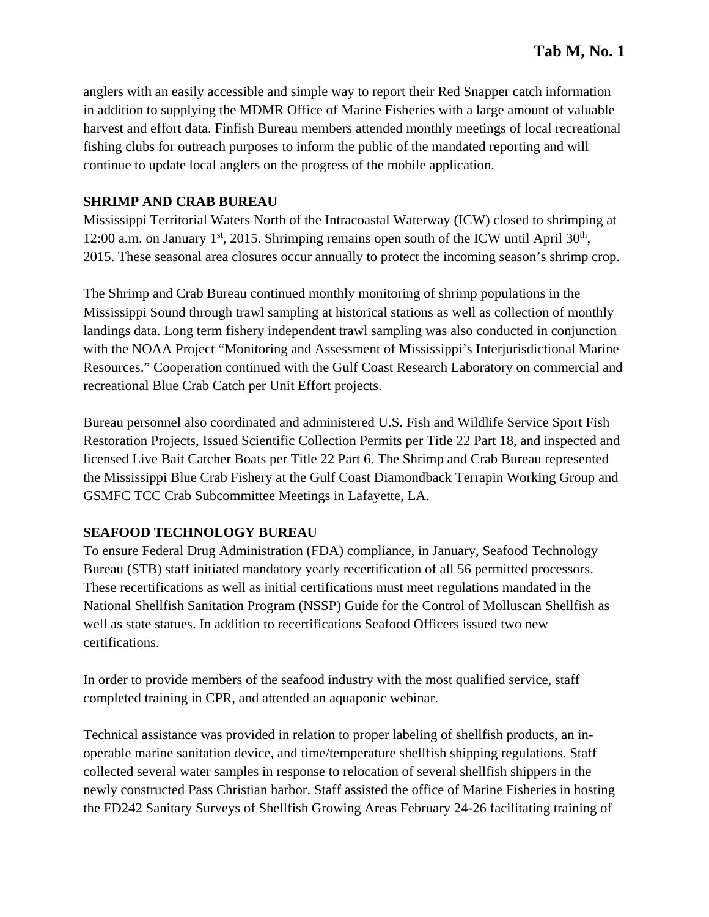anglers with an easily accessible and simple way to report their Red Snapper catch information in addition to supplying the MDMR Office of Marine Fisheries with a large amount of valuable harvest and effort data. Finfish Bureau members attended monthly meetings of local recreational fishing clubs for outreach purposes to inform the public of the mandated reporting and will continue to update local anglers on the progress of the mobile application.

**SHRIMP AND CRAB BUREAU**

Mississippi Territorial Waters North of the Intracoastal Waterway (ICW) closed to shrimping at 12:00 a.m. on January 1st, 2015. Shrimping remains open south of the ICW until April 30th, 2015. These seasonal area closures occur annually to protect the incoming season's shrimp crop.

The Shrimp and Crab Bureau continued monthly monitoring of shrimp populations in the Mississippi Sound through trawl sampling at historical stations as well as collection of monthly landings data. Long term fishery independent trawl sampling was also conducted in conjunction with the NOAA Project "Monitoring and Assessment of Mississippi's Interjurisdictional Marine Resources." Cooperation continued with the Gulf Coast Research Laboratory on commercial and recreational Blue Crab Catch per Unit Effort projects.

Bureau personnel also coordinated and administered U.S. Fish and Wildlife Service Sport Fish Restoration Projects, Issued Scientific Collection Permits per Title 22 Part 18, and inspected and licensed Live Bait Catcher Boats per Title 22 Part 6. The Shrimp and Crab Bureau represented the Mississippi Blue Crab Fishery at the Gulf Coast Diamondback Terrapin Working Group and GSMFC TCC Crab Subcommittee Meetings in Lafayette, LA.

**SEAFOOD TECHNOLOGY BUREAU**

To ensure Federal Drug Administration (FDA) compliance, in January, Seafood Technology Bureau (STB) staff initiated mandatory yearly recertification of all 56 permitted processors. These recertifications as well as initial certifications must meet regulations mandated in the National Shellfish Sanitation Program (NSSP) Guide for the Control of Molluscan Shellfish as well as state statues. In addition to recertifications Seafood Officers issued two new certifications.

In order to provide members of the seafood industry with the most qualified service, staff completed training in CPR, and attended an aquaponic webinar.

Technical assistance was provided in relation to proper labeling of shellfish products, an in-operable marine sanitation device, and time/temperature shellfish shipping regulations. Staff collected several water samples in response to relocation of several shellfish shippers in the newly constructed Pass Christian harbor. Staff assisted the office of Marine Fisheries in hosting the FD242 Sanitary Surveys of Shellfish Growing Areas February 24-26 facilitating training of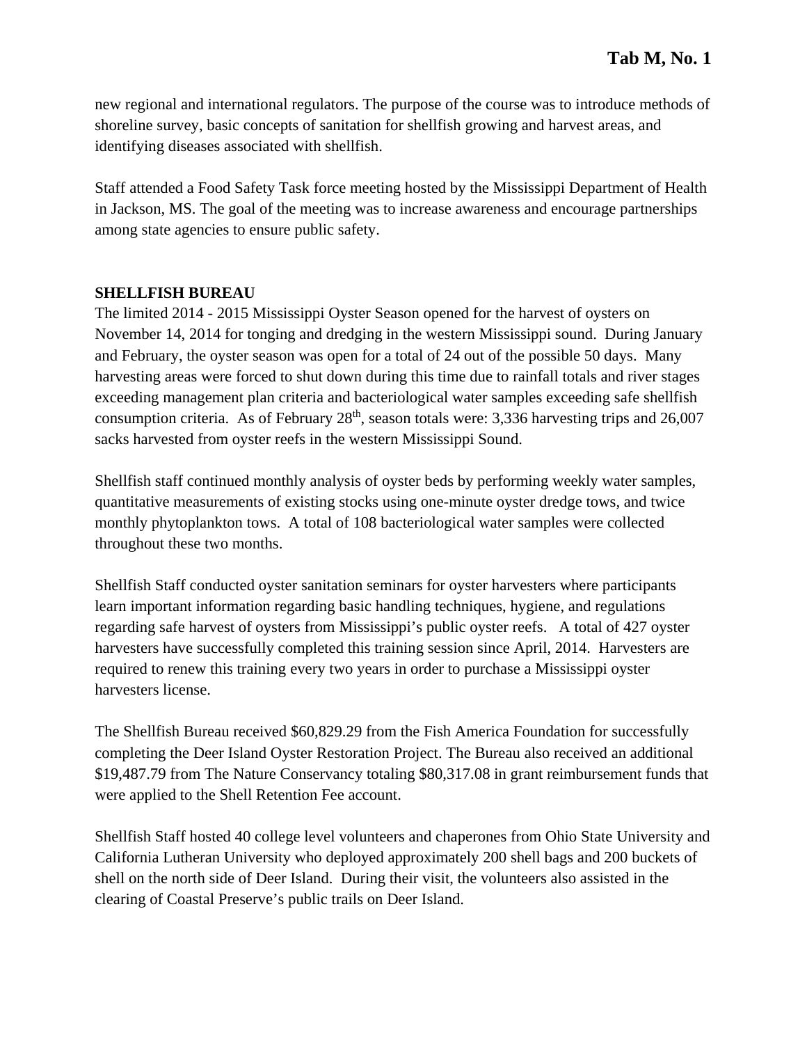new regional and international regulators. The purpose of the course was to introduce methods of shoreline survey, basic concepts of sanitation for shellfish growing and harvest areas, and identifying diseases associated with shellfish.

Staff attended a Food Safety Task force meeting hosted by the Mississippi Department of Health in Jackson, MS. The goal of the meeting was to increase awareness and encourage partnerships among state agencies to ensure public safety.

## SHELLFISH BUREAU

The limited 2014 - 2015 Mississippi Oyster Season opened for the harvest of oysters on November 14, 2014 for tonging and dredging in the western Mississippi sound. During January and February, the oyster season was open for a total of 24 out of the possible 50 days. Many harvesting areas were forced to shut down during this time due to rainfall totals and river stages exceeding management plan criteria and bacteriological water samples exceeding safe shellfish consumption criteria. As of February 28th, season totals were: 3,336 harvesting trips and 26,007 sacks harvested from oyster reefs in the western Mississippi Sound.

Shellfish staff continued monthly analysis of oyster beds by performing weekly water samples, quantitative measurements of existing stocks using one-minute oyster dredge tows, and twice monthly phytoplankton tows. A total of 108 bacteriological water samples were collected throughout these two months.

Shellfish Staff conducted oyster sanitation seminars for oyster harvesters where participants learn important information regarding basic handling techniques, hygiene, and regulations regarding safe harvest of oysters from Mississippi's public oyster reefs. A total of 427 oyster harvesters have successfully completed this training session since April, 2014. Harvesters are required to renew this training every two years in order to purchase a Mississippi oyster harvesters license.

The Shellfish Bureau received $60,829.29 from the Fish America Foundation for successfully completing the Deer Island Oyster Restoration Project. The Bureau also received an additional $19,487.79 from The Nature Conservancy totaling $80,317.08 in grant reimbursement funds that were applied to the Shell Retention Fee account.

Shellfish Staff hosted 40 college level volunteers and chaperones from Ohio State University and California Lutheran University who deployed approximately 200 shell bags and 200 buckets of shell on the north side of Deer Island. During their visit, the volunteers also assisted in the clearing of Coastal Preserve's public trails on Deer Island.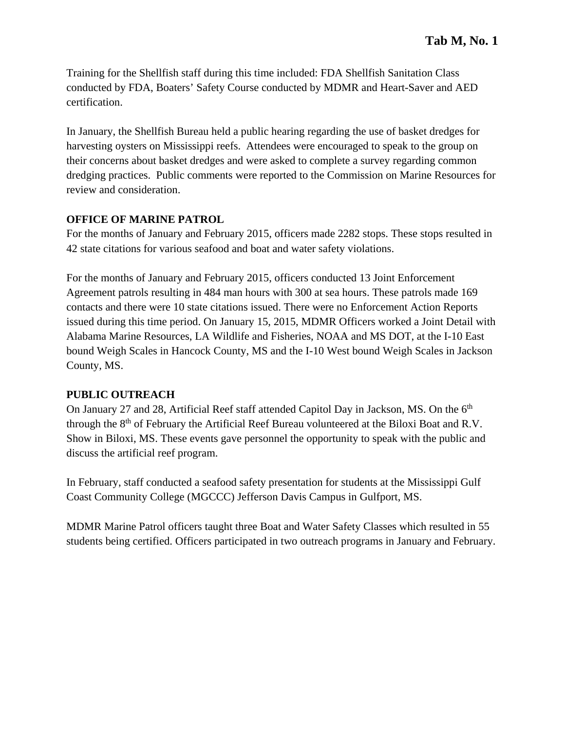Training for the Shellfish staff during this time included: FDA Shellfish Sanitation Class conducted by FDA, Boaters' Safety Course conducted by MDMR and Heart-Saver and AED certification.

In January, the Shellfish Bureau held a public hearing regarding the use of basket dredges for harvesting oysters on Mississippi reefs. Attendees were encouraged to speak to the group on their concerns about basket dredges and were asked to complete a survey regarding common dredging practices. Public comments were reported to the Commission on Marine Resources for review and consideration.

**OFFICE OF MARINE PATROL**

For the months of January and February 2015, officers made 2282 stops. These stops resulted in 42 state citations for various seafood and boat and water safety violations.

For the months of January and February 2015, officers conducted 13 Joint Enforcement Agreement patrols resulting in 484 man hours with 300 at sea hours. These patrols made 169 contacts and there were 10 state citations issued. There were no Enforcement Action Reports issued during this time period. On January 15, 2015, MDMR Officers worked a Joint Detail with Alabama Marine Resources, LA Wildlife and Fisheries, NOAA and MS DOT, at the I-10 East bound Weigh Scales in Hancock County, MS and the I-10 West bound Weigh Scales in Jackson County, MS.

**PUBLIC OUTREACH**

On January 27 and 28, Artificial Reef staff attended Capitol Day in Jackson, MS. On the 6th through the 8th of February the Artificial Reef Bureau volunteered at the Biloxi Boat and R.V. Show in Biloxi, MS. These events gave personnel the opportunity to speak with the public and discuss the artificial reef program.

In February, staff conducted a seafood safety presentation for students at the Mississippi Gulf Coast Community College (MGCCC) Jefferson Davis Campus in Gulfport, MS.

MDMR Marine Patrol officers taught three Boat and Water Safety Classes which resulted in 55 students being certified. Officers participated in two outreach programs in January and February.